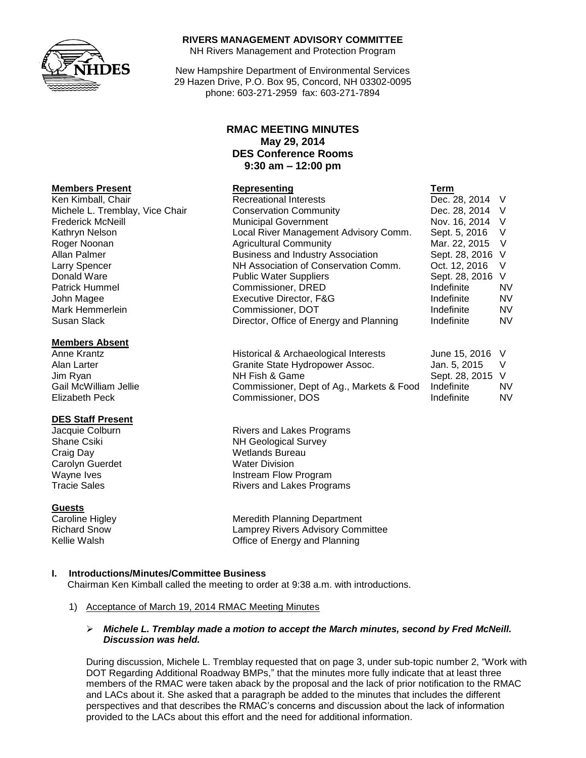**RIVERS MANAGEMENT ADVISORY COMMITTEE**
NH Rivers Management and Protection Program

New Hampshire Department of Environmental Services
29 Hazen Drive, P.O. Box 95, Concord, NH 03302-0095
phone: 603-271-2959 fax: 603-271-7894

# RMAC MEETING MINUTES
## May 29, 2014
## DES Conference Rooms
## 9:30 am – 12:00 pm

| Members Present | Representing | Term | |
|---|---|---|---|
| Ken Kimball, Chair | Recreational Interests | Dec. 28, 2014 | V |
| Michele L. Tremblay, Vice Chair | Conservation Community | Dec. 28, 2014 | V |
| Frederick McNeill | Municipal Government | Nov. 16, 2014 | V |
| Kathryn Nelson | Local River Management Advisory Comm. | Sept. 5, 2016 | V |
| Roger Noonan | Agricultural Community | Mar. 22, 2015 | V |
| Allan Palmer | Business and Industry Association | Sept. 28, 2016 | V |
| Larry Spencer | NH Association of Conservation Comm. | Oct. 12, 2016 | V |
| Donald Ware | Public Water Suppliers | Sept. 28, 2016 | V |
| Patrick Hummel | Commissioner, DRED | Indefinite | NV |
| John Magee | Executive Director, F&G | Indefinite | NV |
| Mark Hemmerlein | Commissioner, DOT | Indefinite | NV |
| Susan Slack | Director, Office of Energy and Planning | Indefinite | NV |

| Members Absent | | | |
|---|---|---|---|
| Anne Krantz | Historical & Archaeological Interests | June 15, 2016 | V |
| Alan Larter | Granite State Hydropower Assoc. | Jan. 5, 2015 | V |
| Jim Ryan | NH Fish & Game | Sept. 28, 2015 | V |
| Gail McWilliam Jellie | Commissioner, Dept of Ag., Markets & Food | Indefinite | NV |
| Elizabeth Peck | Commissioner, DOS | Indefinite | NV |

| DES Staff Present | |
|---|---|
| Jacquie Colburn | Rivers and Lakes Programs |
| Shane Csiki | NH Geological Survey |
| Craig Day | Wetlands Bureau |
| Carolyn Guerdet | Water Division |
| Wayne Ives | Instream Flow Program |
| Tracie Sales | Rivers and Lakes Programs |

| Guests | |
|---|---|
| Caroline Higley | Meredith Planning Department |
| Richard Snow | Lamprey Rivers Advisory Committee |
| Kellie Walsh | Office of Energy and Planning |

## I. Introductions/Minutes/Committee Business

Chairman Ken Kimball called the meeting to order at 9:38 a.m. with introductions.

1) Acceptance of March 19, 2014 RMAC Meeting Minutes

- ***Michele L. Tremblay made a motion to accept the March minutes, second by Fred McNeill. Discussion was held.***

During discussion, Michele L. Tremblay requested that on page 3, under sub-topic number 2, "Work with DOT Regarding Additional Roadway BMPs," that the minutes more fully indicate that at least three members of the RMAC were taken aback by the proposal and the lack of prior notification to the RMAC and LACs about it. She asked that a paragraph be added to the minutes that includes the different perspectives and that describes the RMAC's concerns and discussion about the lack of information provided to the LACs about this effort and the need for additional information.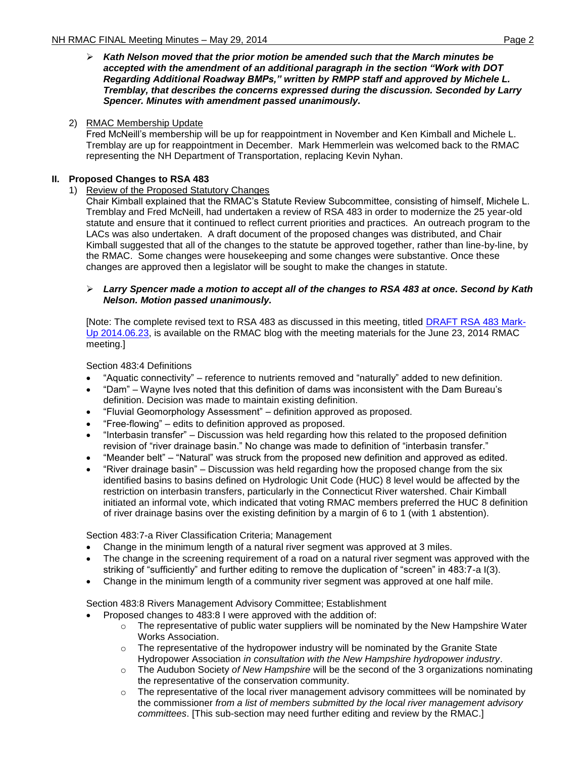- ***Kath Nelson moved that the prior motion be amended such that the March minutes be accepted with the amendment of an additional paragraph in the section "Work with DOT Regarding Additional Roadway BMPs," written by RMPP staff and approved by Michele L. Tremblay, that describes the concerns expressed during the discussion. Seconded by Larry Spencer. Minutes with amendment passed unanimously.***

2) RMAC Membership Update

Fred McNeill's membership will be up for reappointment in November and Ken Kimball and Michele L. Tremblay are up for reappointment in December. Mark Hemmerlein was welcomed back to the RMAC representing the NH Department of Transportation, replacing Kevin Nyhan.

## II. Proposed Changes to RSA 483

1) Review of the Proposed Statutory Changes

Chair Kimball explained that the RMAC's Statute Review Subcommittee, consisting of himself, Michele L. Tremblay and Fred McNeill, had undertaken a review of RSA 483 in order to modernize the 25 year-old statute and ensure that it continued to reflect current priorities and practices. An outreach program to the LACs was also undertaken. A draft document of the proposed changes was distributed, and Chair Kimball suggested that all of the changes to the statute be approved together, rather than line-by-line, by the RMAC. Some changes were housekeeping and some changes were substantive. Once these changes are approved then a legislator will be sought to make the changes in statute.

- ***Larry Spencer made a motion to accept all of the changes to RSA 483 at once. Second by Kath Nelson. Motion passed unanimously.***

[Note: The complete revised text to RSA 483 as discussed in this meeting, titled DRAFT RSA 483 Mark-Up 2014.06.23, is available on the RMAC blog with the meeting materials for the June 23, 2014 RMAC meeting.]

Section 483:4 Definitions

- "Aquatic connectivity" – reference to nutrients removed and "naturally" added to new definition.
- "Dam" – Wayne Ives noted that this definition of dams was inconsistent with the Dam Bureau's definition. Decision was made to maintain existing definition.
- "Fluvial Geomorphology Assessment" – definition approved as proposed.
- "Free-flowing" – edits to definition approved as proposed.
- "Interbasin transfer" – Discussion was held regarding how this related to the proposed definition revision of "river drainage basin." No change was made to definition of "interbasin transfer."
- "Meander belt" – "Natural" was struck from the proposed new definition and approved as edited.
- "River drainage basin" – Discussion was held regarding how the proposed change from the six identified basins to basins defined on Hydrologic Unit Code (HUC) 8 level would be affected by the restriction on interbasin transfers, particularly in the Connecticut River watershed. Chair Kimball initiated an informal vote, which indicated that voting RMAC members preferred the HUC 8 definition of river drainage basins over the existing definition by a margin of 6 to 1 (with 1 abstention).

Section 483:7-a River Classification Criteria; Management

- Change in the minimum length of a natural river segment was approved at 3 miles.
- The change in the screening requirement of a road on a natural river segment was approved with the striking of "sufficiently" and further editing to remove the duplication of "screen" in 483:7-a I(3).
- Change in the minimum length of a community river segment was approved at one half mile.

Section 483:8 Rivers Management Advisory Committee; Establishment

- Proposed changes to 483:8 I were approved with the addition of:
  - The representative of public water suppliers will be nominated by the New Hampshire Water Works Association.
  - The representative of the hydropower industry will be nominated by the Granite State Hydropower Association *in consultation with the New Hampshire hydropower industry*.
  - The Audubon Society *of New Hampshire* will be the second of the 3 organizations nominating the representative of the conservation community.
  - The representative of the local river management advisory committees will be nominated by the commissioner *from a list of members submitted by the local river management advisory committees*. [This sub-section may need further editing and review by the RMAC.]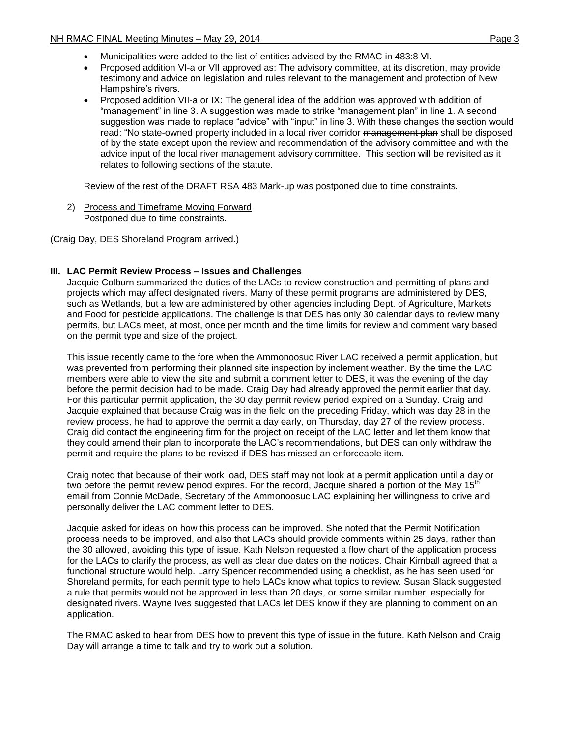- Municipalities were added to the list of entities advised by the RMAC in 483:8 VI.
- Proposed addition VI-a or VII approved as: The advisory committee, at its discretion, may provide testimony and advice on legislation and rules relevant to the management and protection of New Hampshire's rivers.
- Proposed addition VII-a or IX: The general idea of the addition was approved with addition of "management" in line 3. A suggestion was made to strike "management plan" in line 1. A second suggestion was made to replace "advice" with "input" in line 3. With these changes the section would read: "No state-owned property included in a local river corridor ~~management plan~~ shall be disposed of by the state except upon the review and recommendation of the advisory committee and with the ~~advice~~ input of the local river management advisory committee. This section will be revisited as it relates to following sections of the statute.

Review of the rest of the DRAFT RSA 483 Mark-up was postponed due to time constraints.

2) Process and Timeframe Moving Forward
Postponed due to time constraints.

(Craig Day, DES Shoreland Program arrived.)

**III. LAC Permit Review Process – Issues and Challenges**

Jacquie Colburn summarized the duties of the LACs to review construction and permitting of plans and projects which may affect designated rivers. Many of these permit programs are administered by DES, such as Wetlands, but a few are administered by other agencies including Dept. of Agriculture, Markets and Food for pesticide applications. The challenge is that DES has only 30 calendar days to review many permits, but LACs meet, at most, once per month and the time limits for review and comment vary based on the permit type and size of the project.

This issue recently came to the fore when the Ammonoosuc River LAC received a permit application, but was prevented from performing their planned site inspection by inclement weather. By the time the LAC members were able to view the site and submit a comment letter to DES, it was the evening of the day before the permit decision had to be made. Craig Day had already approved the permit earlier that day. For this particular permit application, the 30 day permit review period expired on a Sunday. Craig and Jacquie explained that because Craig was in the field on the preceding Friday, which was day 28 in the review process, he had to approve the permit a day early, on Thursday, day 27 of the review process. Craig did contact the engineering firm for the project on receipt of the LAC letter and let them know that they could amend their plan to incorporate the LAC's recommendations, but DES can only withdraw the permit and require the plans to be revised if DES has missed an enforceable item.

Craig noted that because of their work load, DES staff may not look at a permit application until a day or two before the permit review period expires. For the record, Jacquie shared a portion of the May 15th email from Connie McDade, Secretary of the Ammonoosuc LAC explaining her willingness to drive and personally deliver the LAC comment letter to DES.

Jacquie asked for ideas on how this process can be improved. She noted that the Permit Notification process needs to be improved, and also that LACs should provide comments within 25 days, rather than the 30 allowed, avoiding this type of issue. Kath Nelson requested a flow chart of the application process for the LACs to clarify the process, as well as clear due dates on the notices. Chair Kimball agreed that a functional structure would help. Larry Spencer recommended using a checklist, as he has seen used for Shoreland permits, for each permit type to help LACs know what topics to review. Susan Slack suggested a rule that permits would not be approved in less than 20 days, or some similar number, especially for designated rivers. Wayne Ives suggested that LACs let DES know if they are planning to comment on an application.

The RMAC asked to hear from DES how to prevent this type of issue in the future. Kath Nelson and Craig Day will arrange a time to talk and try to work out a solution.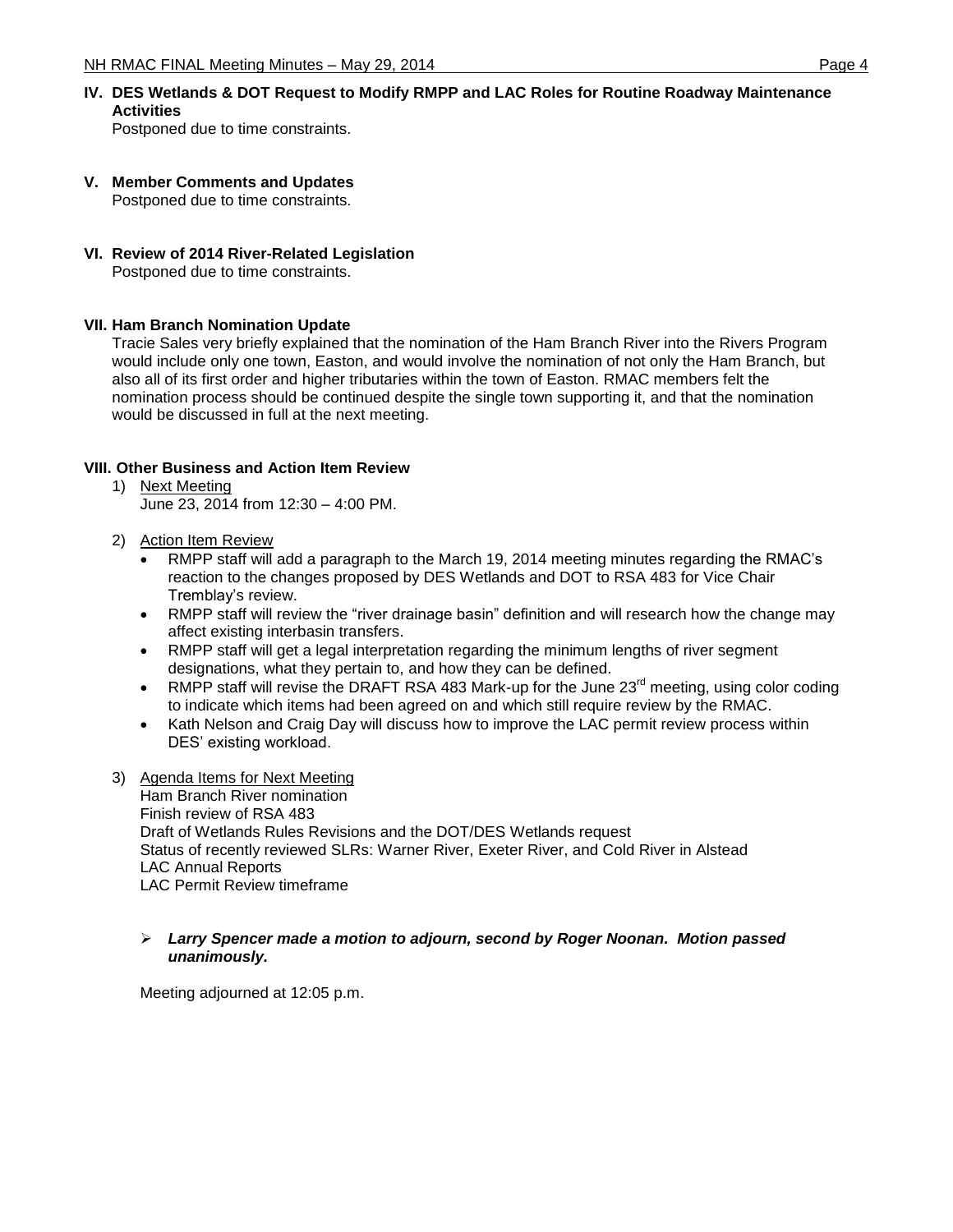## IV. DES Wetlands & DOT Request to Modify RMPP and LAC Roles for Routine Roadway Maintenance Activities

Postponed due to time constraints.

## V. Member Comments and Updates

Postponed due to time constraints.

## VI. Review of 2014 River-Related Legislation

Postponed due to time constraints.

## VII. Ham Branch Nomination Update

Tracie Sales very briefly explained that the nomination of the Ham Branch River into the Rivers Program would include only one town, Easton, and would involve the nomination of not only the Ham Branch, but also all of its first order and higher tributaries within the town of Easton. RMAC members felt the nomination process should be continued despite the single town supporting it, and that the nomination would be discussed in full at the next meeting.

## VIII. Other Business and Action Item Review

1) Next Meeting
   June 23, 2014 from 12:30 – 4:00 PM.

2) Action Item Review
   - RMPP staff will add a paragraph to the March 19, 2014 meeting minutes regarding the RMAC's reaction to the changes proposed by DES Wetlands and DOT to RSA 483 for Vice Chair Tremblay's review.
   - RMPP staff will review the "river drainage basin" definition and will research how the change may affect existing interbasin transfers.
   - RMPP staff will get a legal interpretation regarding the minimum lengths of river segment designations, what they pertain to, and how they can be defined.
   - RMPP staff will revise the DRAFT RSA 483 Mark-up for the June 23rd meeting, using color coding to indicate which items had been agreed on and which still require review by the RMAC.
   - Kath Nelson and Craig Day will discuss how to improve the LAC permit review process within DES' existing workload.

3) Agenda Items for Next Meeting
   Ham Branch River nomination
   Finish review of RSA 483
   Draft of Wetlands Rules Revisions and the DOT/DES Wetlands request
   Status of recently reviewed SLRs: Warner River, Exeter River, and Cold River in Alstead
   LAC Annual Reports
   LAC Permit Review timeframe

- ***Larry Spencer made a motion to adjourn, second by Roger Noonan. Motion passed unanimously.***

Meeting adjourned at 12:05 p.m.